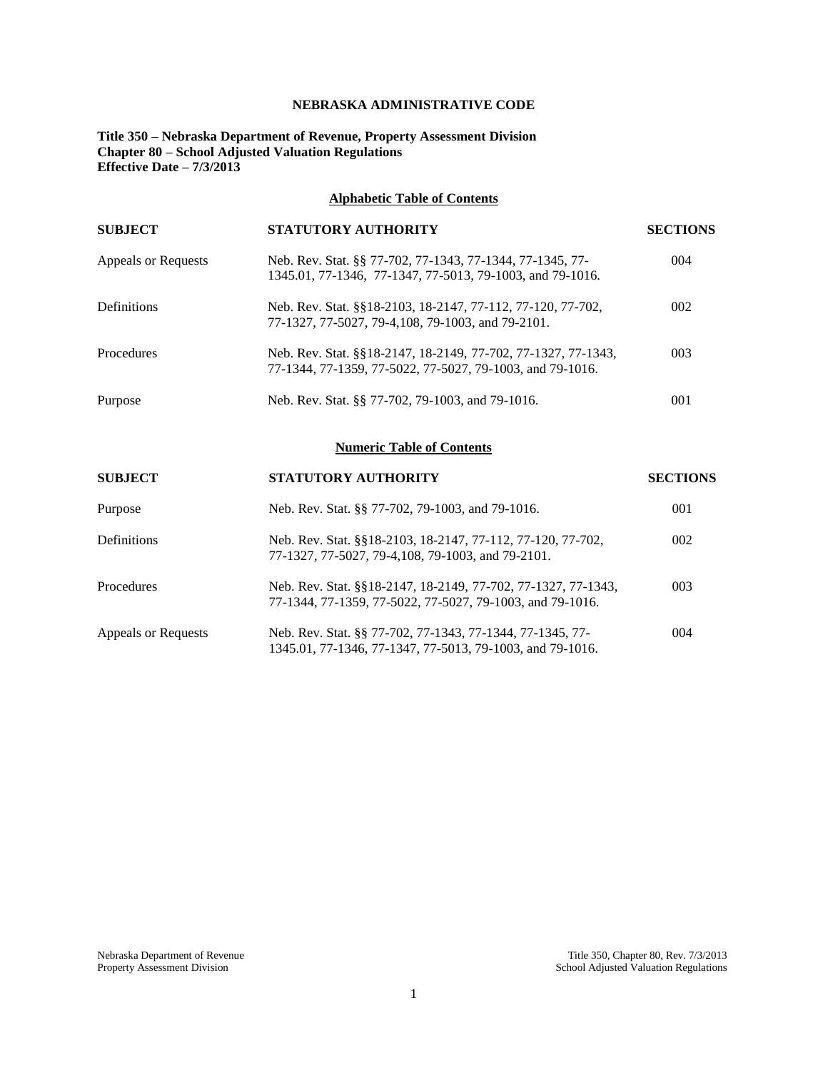# NEBRASKA ADMINISTRATIVE CODE

**Title 350 – Nebraska Department of Revenue, Property Assessment Division**
**Chapter 80 – School Adjusted Valuation Regulations**
**Effective Date – 7/3/2013**

## Alphabetic Table of Contents

| SUBJECT | STATUTORY AUTHORITY | SECTIONS |
|---|---|---|
| Appeals or Requests | Neb. Rev. Stat. §§ 77-702, 77-1343, 77-1344, 77-1345, 77-1345.01, 77-1346, 77-1347, 77-5013, 79-1003, and 79-1016. | 004 |
| Definitions | Neb. Rev. Stat. §§18-2103, 18-2147, 77-112, 77-120, 77-702, 77-1327, 77-5027, 79-4,108, 79-1003, and 79-2101. | 002 |
| Procedures | Neb. Rev. Stat. §§18-2147, 18-2149, 77-702, 77-1327, 77-1343, 77-1344, 77-1359, 77-5022, 77-5027, 79-1003, and 79-1016. | 003 |
| Purpose | Neb. Rev. Stat. §§ 77-702, 79-1003, and 79-1016. | 001 |

## Numeric Table of Contents

| SUBJECT | STATUTORY AUTHORITY | SECTIONS |
|---|---|---|
| Purpose | Neb. Rev. Stat. §§ 77-702, 79-1003, and 79-1016. | 001 |
| Definitions | Neb. Rev. Stat. §§18-2103, 18-2147, 77-112, 77-120, 77-702, 77-1327, 77-5027, 79-4,108, 79-1003, and 79-2101. | 002 |
| Procedures | Neb. Rev. Stat. §§18-2147, 18-2149, 77-702, 77-1327, 77-1343, 77-1344, 77-1359, 77-5022, 77-5027, 79-1003, and 79-1016. | 003 |
| Appeals or Requests | Neb. Rev. Stat. §§ 77-702, 77-1343, 77-1344, 77-1345, 77-1345.01, 77-1346, 77-1347, 77-5013, 79-1003, and 79-1016. | 004 |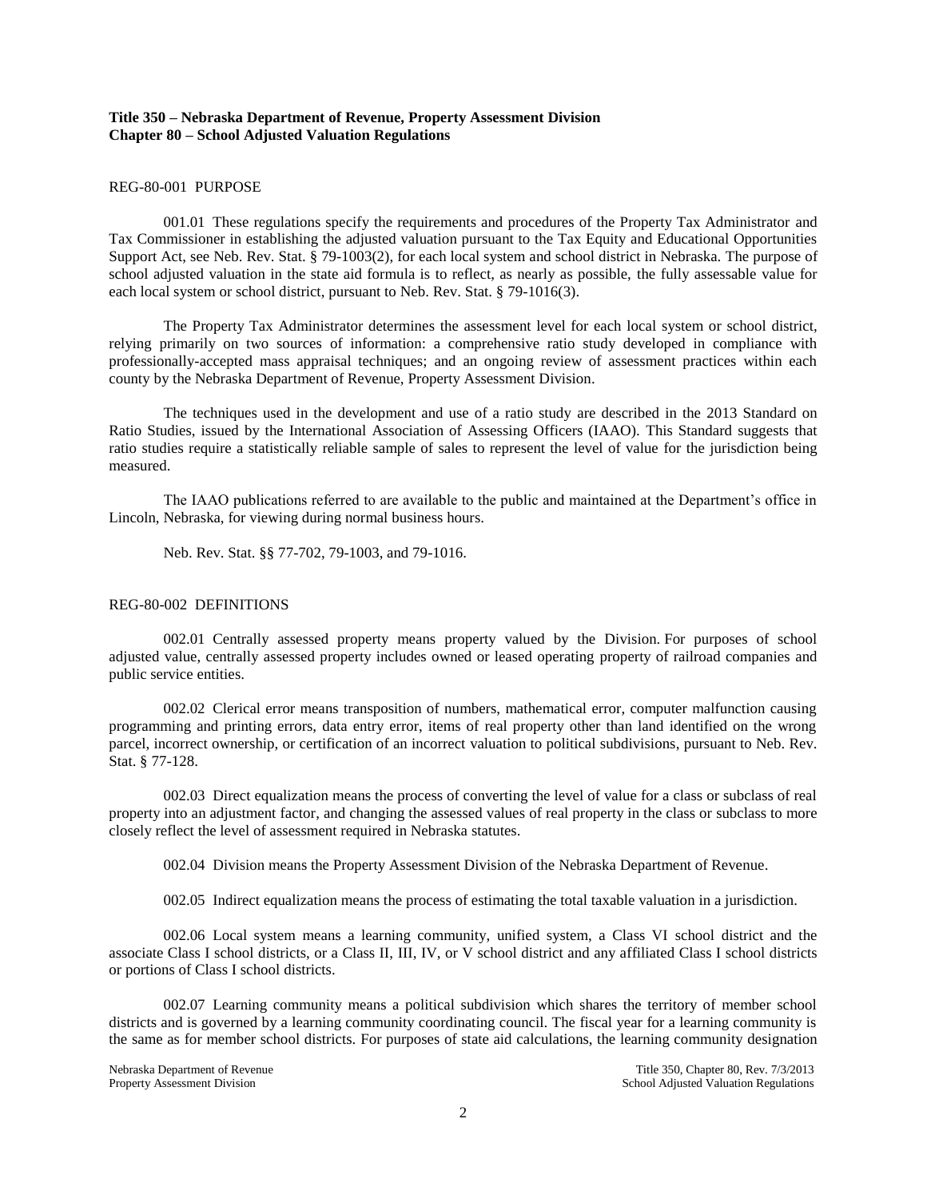**Title 350 – Nebraska Department of Revenue, Property Assessment Division**
**Chapter 80 – School Adjusted Valuation Regulations**

REG-80-001 PURPOSE

001.01 These regulations specify the requirements and procedures of the Property Tax Administrator and Tax Commissioner in establishing the adjusted valuation pursuant to the Tax Equity and Educational Opportunities Support Act, see Neb. Rev. Stat. § 79-1003(2), for each local system and school district in Nebraska. The purpose of school adjusted valuation in the state aid formula is to reflect, as nearly as possible, the fully assessable value for each local system or school district, pursuant to Neb. Rev. Stat. § 79-1016(3).

The Property Tax Administrator determines the assessment level for each local system or school district, relying primarily on two sources of information: a comprehensive ratio study developed in compliance with professionally-accepted mass appraisal techniques; and an ongoing review of assessment practices within each county by the Nebraska Department of Revenue, Property Assessment Division.

The techniques used in the development and use of a ratio study are described in the 2013 Standard on Ratio Studies, issued by the International Association of Assessing Officers (IAAO). This Standard suggests that ratio studies require a statistically reliable sample of sales to represent the level of value for the jurisdiction being measured.

The IAAO publications referred to are available to the public and maintained at the Department's office in Lincoln, Nebraska, for viewing during normal business hours.

Neb. Rev. Stat. §§ 77-702, 79-1003, and 79-1016.

REG-80-002 DEFINITIONS

002.01 Centrally assessed property means property valued by the Division. For purposes of school adjusted value, centrally assessed property includes owned or leased operating property of railroad companies and public service entities.

002.02 Clerical error means transposition of numbers, mathematical error, computer malfunction causing programming and printing errors, data entry error, items of real property other than land identified on the wrong parcel, incorrect ownership, or certification of an incorrect valuation to political subdivisions, pursuant to Neb. Rev. Stat. § 77-128.

002.03 Direct equalization means the process of converting the level of value for a class or subclass of real property into an adjustment factor, and changing the assessed values of real property in the class or subclass to more closely reflect the level of assessment required in Nebraska statutes.

002.04 Division means the Property Assessment Division of the Nebraska Department of Revenue.

002.05 Indirect equalization means the process of estimating the total taxable valuation in a jurisdiction.

002.06 Local system means a learning community, unified system, a Class VI school district and the associate Class I school districts, or a Class II, III, IV, or V school district and any affiliated Class I school districts or portions of Class I school districts.

002.07 Learning community means a political subdivision which shares the territory of member school districts and is governed by a learning community coordinating council. The fiscal year for a learning community is the same as for member school districts. For purposes of state aid calculations, the learning community designation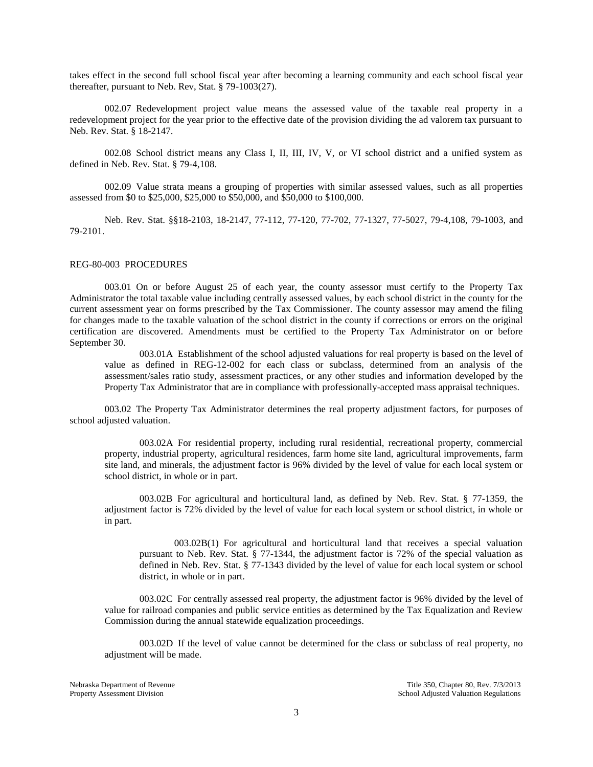takes effect in the second full school fiscal year after becoming a learning community and each school fiscal year thereafter, pursuant to Neb. Rev, Stat. § 79-1003(27).

002.07 Redevelopment project value means the assessed value of the taxable real property in a redevelopment project for the year prior to the effective date of the provision dividing the ad valorem tax pursuant to Neb. Rev. Stat. § 18-2147.

002.08 School district means any Class I, II, III, IV, V, or VI school district and a unified system as defined in Neb. Rev. Stat. § 79-4,108.

002.09 Value strata means a grouping of properties with similar assessed values, such as all properties assessed from $0 to $25,000, $25,000 to $50,000, and $50,000 to $100,000.

Neb. Rev. Stat. §§18-2103, 18-2147, 77-112, 77-120, 77-702, 77-1327, 77-5027, 79-4,108, 79-1003, and 79-2101.

## REG-80-003 PROCEDURES

003.01 On or before August 25 of each year, the county assessor must certify to the Property Tax Administrator the total taxable value including centrally assessed values, by each school district in the county for the current assessment year on forms prescribed by the Tax Commissioner. The county assessor may amend the filing for changes made to the taxable valuation of the school district in the county if corrections or errors on the original certification are discovered. Amendments must be certified to the Property Tax Administrator on or before September 30.

003.01A Establishment of the school adjusted valuations for real property is based on the level of value as defined in REG-12-002 for each class or subclass, determined from an analysis of the assessment/sales ratio study, assessment practices, or any other studies and information developed by the Property Tax Administrator that are in compliance with professionally-accepted mass appraisal techniques.

003.02 The Property Tax Administrator determines the real property adjustment factors, for purposes of school adjusted valuation.

003.02A For residential property, including rural residential, recreational property, commercial property, industrial property, agricultural residences, farm home site land, agricultural improvements, farm site land, and minerals, the adjustment factor is 96% divided by the level of value for each local system or school district, in whole or in part.

003.02B For agricultural and horticultural land, as defined by Neb. Rev. Stat. § 77-1359, the adjustment factor is 72% divided by the level of value for each local system or school district, in whole or in part.

003.02B(1) For agricultural and horticultural land that receives a special valuation pursuant to Neb. Rev. Stat. § 77-1344, the adjustment factor is 72% of the special valuation as defined in Neb. Rev. Stat. § 77-1343 divided by the level of value for each local system or school district, in whole or in part.

003.02C For centrally assessed real property, the adjustment factor is 96% divided by the level of value for railroad companies and public service entities as determined by the Tax Equalization and Review Commission during the annual statewide equalization proceedings.

003.02D If the level of value cannot be determined for the class or subclass of real property, no adjustment will be made.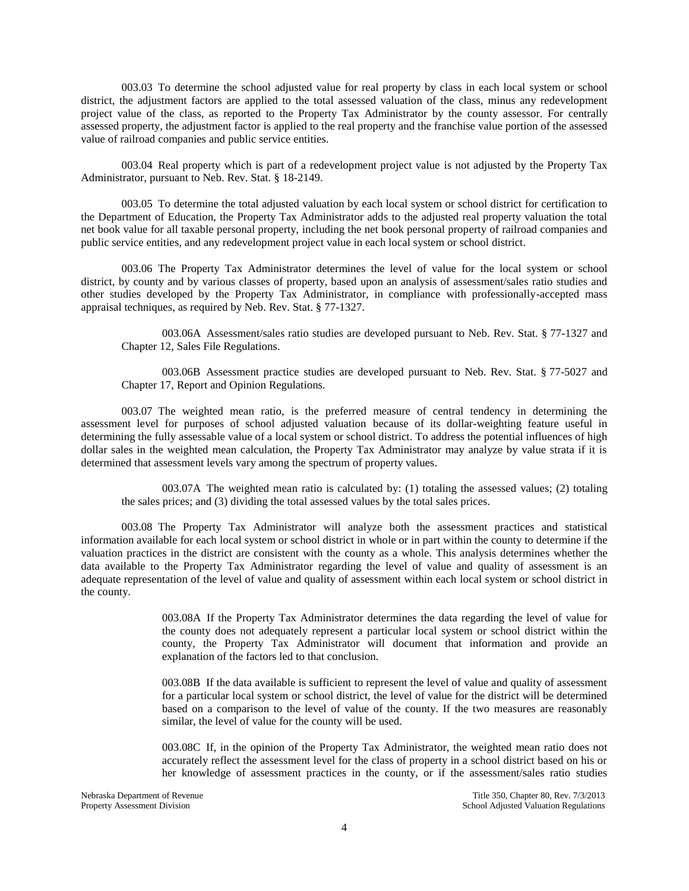003.03 To determine the school adjusted value for real property by class in each local system or school district, the adjustment factors are applied to the total assessed valuation of the class, minus any redevelopment project value of the class, as reported to the Property Tax Administrator by the county assessor. For centrally assessed property, the adjustment factor is applied to the real property and the franchise value portion of the assessed value of railroad companies and public service entities.

003.04 Real property which is part of a redevelopment project value is not adjusted by the Property Tax Administrator, pursuant to Neb. Rev. Stat. § 18-2149.

003.05 To determine the total adjusted valuation by each local system or school district for certification to the Department of Education, the Property Tax Administrator adds to the adjusted real property valuation the total net book value for all taxable personal property, including the net book personal property of railroad companies and public service entities, and any redevelopment project value in each local system or school district.

003.06 The Property Tax Administrator determines the level of value for the local system or school district, by county and by various classes of property, based upon an analysis of assessment/sales ratio studies and other studies developed by the Property Tax Administrator, in compliance with professionally-accepted mass appraisal techniques, as required by Neb. Rev. Stat. § 77-1327.

003.06A Assessment/sales ratio studies are developed pursuant to Neb. Rev. Stat. § 77-1327 and Chapter 12, Sales File Regulations.

003.06B Assessment practice studies are developed pursuant to Neb. Rev. Stat. § 77-5027 and Chapter 17, Report and Opinion Regulations.

003.07 The weighted mean ratio, is the preferred measure of central tendency in determining the assessment level for purposes of school adjusted valuation because of its dollar-weighting feature useful in determining the fully assessable value of a local system or school district. To address the potential influences of high dollar sales in the weighted mean calculation, the Property Tax Administrator may analyze by value strata if it is determined that assessment levels vary among the spectrum of property values.

003.07A The weighted mean ratio is calculated by: (1) totaling the assessed values; (2) totaling the sales prices; and (3) dividing the total assessed values by the total sales prices.

003.08 The Property Tax Administrator will analyze both the assessment practices and statistical information available for each local system or school district in whole or in part within the county to determine if the valuation practices in the district are consistent with the county as a whole. This analysis determines whether the data available to the Property Tax Administrator regarding the level of value and quality of assessment is an adequate representation of the level of value and quality of assessment within each local system or school district in the county.

003.08A If the Property Tax Administrator determines the data regarding the level of value for the county does not adequately represent a particular local system or school district within the county, the Property Tax Administrator will document that information and provide an explanation of the factors led to that conclusion.

003.08B If the data available is sufficient to represent the level of value and quality of assessment for a particular local system or school district, the level of value for the district will be determined based on a comparison to the level of value of the county. If the two measures are reasonably similar, the level of value for the county will be used.

003.08C If, in the opinion of the Property Tax Administrator, the weighted mean ratio does not accurately reflect the assessment level for the class of property in a school district based on his or her knowledge of assessment practices in the county, or if the assessment/sales ratio studies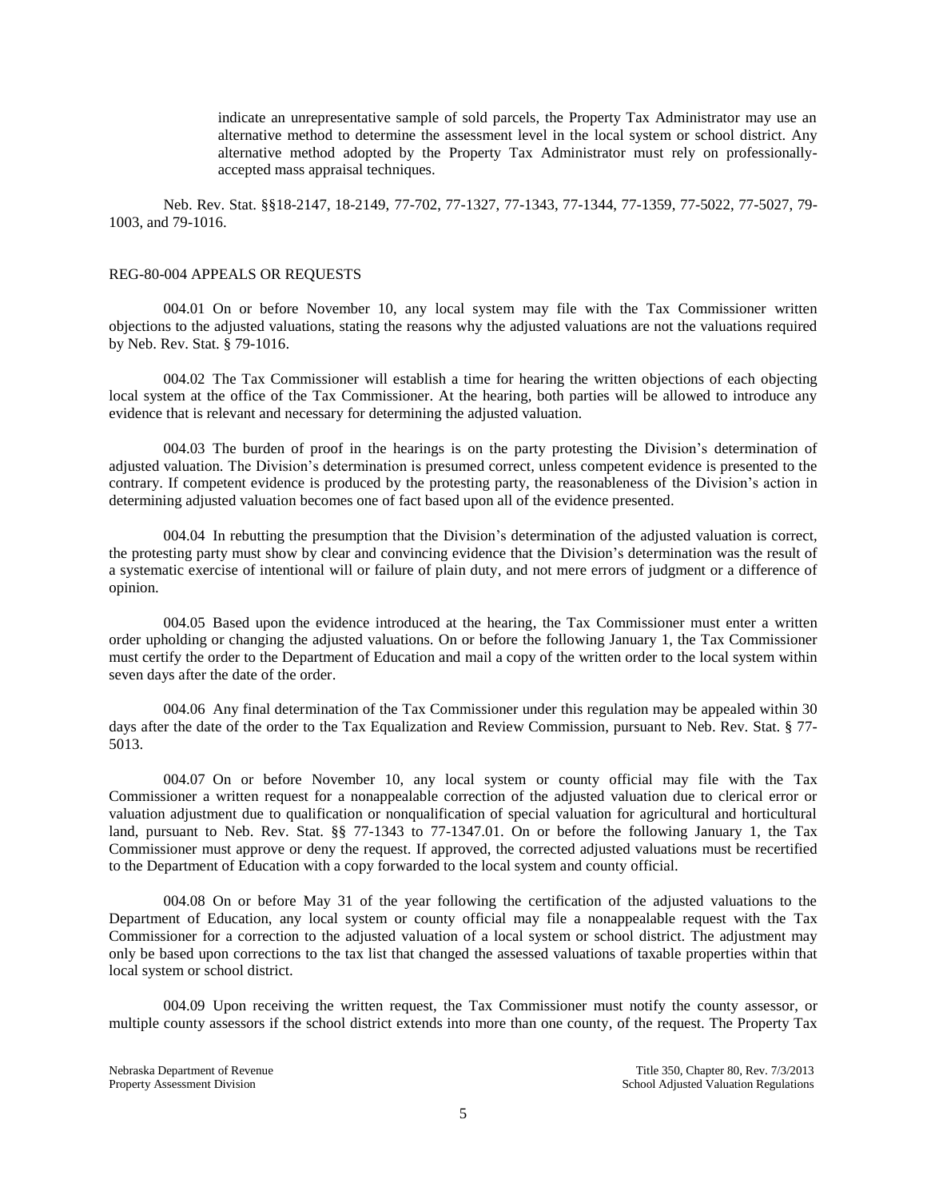indicate an unrepresentative sample of sold parcels, the Property Tax Administrator may use an alternative method to determine the assessment level in the local system or school district. Any alternative method adopted by the Property Tax Administrator must rely on professionally-accepted mass appraisal techniques.

Neb. Rev. Stat. §§18-2147, 18-2149, 77-702, 77-1327, 77-1343, 77-1344, 77-1359, 77-5022, 77-5027, 79-1003, and 79-1016.

REG-80-004 APPEALS OR REQUESTS

004.01 On or before November 10, any local system may file with the Tax Commissioner written objections to the adjusted valuations, stating the reasons why the adjusted valuations are not the valuations required by Neb. Rev. Stat. § 79-1016.

004.02 The Tax Commissioner will establish a time for hearing the written objections of each objecting local system at the office of the Tax Commissioner. At the hearing, both parties will be allowed to introduce any evidence that is relevant and necessary for determining the adjusted valuation.

004.03 The burden of proof in the hearings is on the party protesting the Division's determination of adjusted valuation. The Division's determination is presumed correct, unless competent evidence is presented to the contrary. If competent evidence is produced by the protesting party, the reasonableness of the Division's action in determining adjusted valuation becomes one of fact based upon all of the evidence presented.

004.04 In rebutting the presumption that the Division's determination of the adjusted valuation is correct, the protesting party must show by clear and convincing evidence that the Division's determination was the result of a systematic exercise of intentional will or failure of plain duty, and not mere errors of judgment or a difference of opinion.

004.05 Based upon the evidence introduced at the hearing, the Tax Commissioner must enter a written order upholding or changing the adjusted valuations. On or before the following January 1, the Tax Commissioner must certify the order to the Department of Education and mail a copy of the written order to the local system within seven days after the date of the order.

004.06 Any final determination of the Tax Commissioner under this regulation may be appealed within 30 days after the date of the order to the Tax Equalization and Review Commission, pursuant to Neb. Rev. Stat. § 77-5013.

004.07 On or before November 10, any local system or county official may file with the Tax Commissioner a written request for a nonappealable correction of the adjusted valuation due to clerical error or valuation adjustment due to qualification or nonqualification of special valuation for agricultural and horticultural land, pursuant to Neb. Rev. Stat. §§ 77-1343 to 77-1347.01. On or before the following January 1, the Tax Commissioner must approve or deny the request. If approved, the corrected adjusted valuations must be recertified to the Department of Education with a copy forwarded to the local system and county official.

004.08 On or before May 31 of the year following the certification of the adjusted valuations to the Department of Education, any local system or county official may file a nonappealable request with the Tax Commissioner for a correction to the adjusted valuation of a local system or school district. The adjustment may only be based upon corrections to the tax list that changed the assessed valuations of taxable properties within that local system or school district.

004.09 Upon receiving the written request, the Tax Commissioner must notify the county assessor, or multiple county assessors if the school district extends into more than one county, of the request. The Property Tax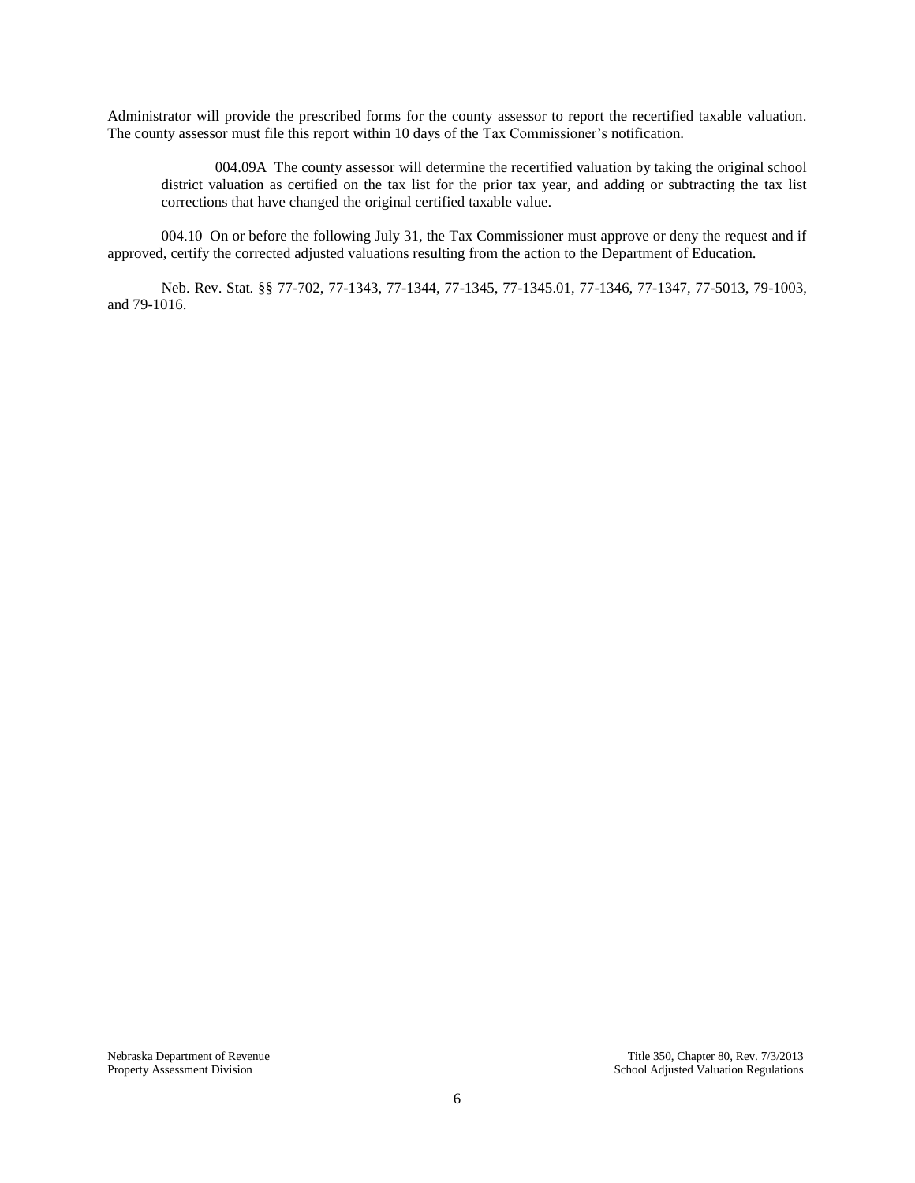Administrator will provide the prescribed forms for the county assessor to report the recertified taxable valuation. The county assessor must file this report within 10 days of the Tax Commissioner's notification.

004.09A The county assessor will determine the recertified valuation by taking the original school district valuation as certified on the tax list for the prior tax year, and adding or subtracting the tax list corrections that have changed the original certified taxable value.

004.10 On or before the following July 31, the Tax Commissioner must approve or deny the request and if approved, certify the corrected adjusted valuations resulting from the action to the Department of Education.

Neb. Rev. Stat. §§ 77-702, 77-1343, 77-1344, 77-1345, 77-1345.01, 77-1346, 77-1347, 77-5013, 79-1003, and 79-1016.